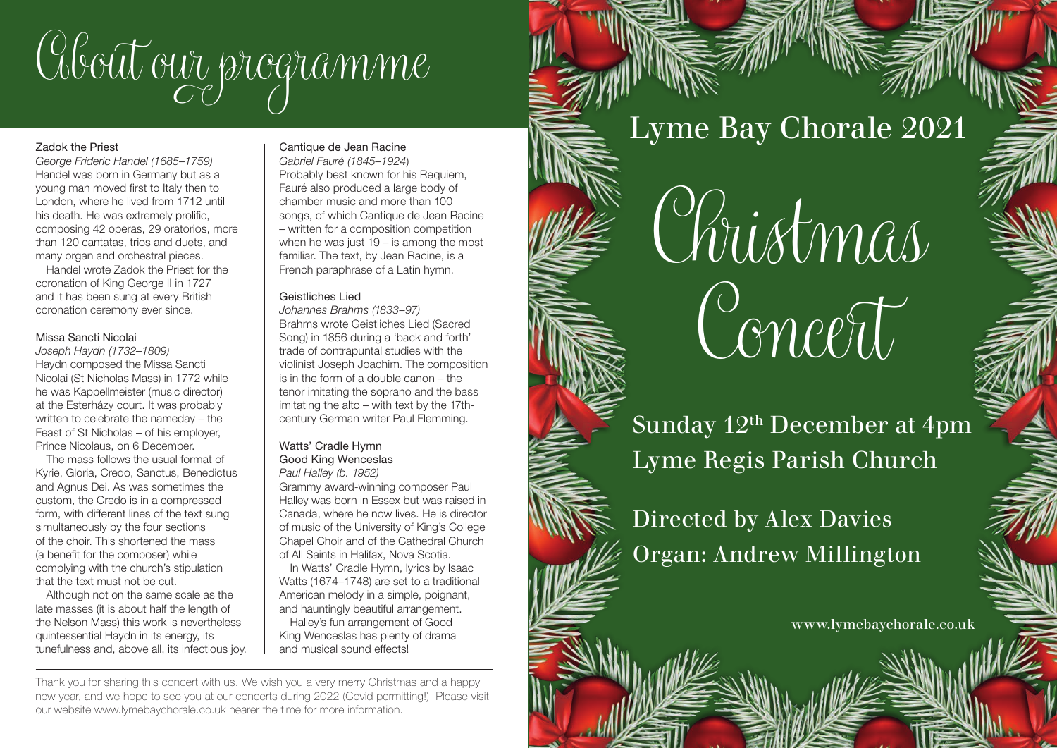# About our programme

### Zadok the Priest

*George Frideric Handel (1685–1759)*

Handel was born in Germany but as a young man moved first to Italy then to London, where he lived from 1712 until his death. He was extremely prolific, composing 42 operas, 29 oratorios, more than 120 cantatas, trios and duets, and many organ and orchestral pieces.

Handel wrote Zadok the Priest for the coronation of King George II in 1727 and it has been sung at every British coronation ceremony ever since.

### Missa Sancti Nicolai

*Joseph Haydn (1732–1809)*

Haydn composed the Missa Sancti Nicolai (St Nicholas Mass) in 1772 while he was Kappellmeister (music director) at the Esterházy court. It was probably written to celebrate the nameday – the Feast of St Nicholas – of his employer, Prince Nicolaus, on 6 December.

The mass follows the usual format of Kyrie, Gloria, Credo, Sanctus, Benedictus and Agnus Dei. As was sometimes the custom, the Credo is in a compressed form, with different lines of the text sung simultaneously by the four sections of the choir. This shortened the mass (a benefit for the composer) while complying with the church's stipulation that the text must not be cut.

Although not on the same scale as the late masses (it is about half the length of the Nelson Mass) this work is nevertheless quintessential Haydn in its energy, its tunefulness and, above all, its infectious joy.

### Cantique de Jean Racine

*Gabriel Fauré (1845–1924)*

Probably best known for his Requiem, Fauré also produced a large body of chamber music and more than 100 songs, of which Cantique de Jean Racine – written for a composition competition when he was just 19 – is among the most familiar. The text, by Jean Racine, is a French paraphrase of a Latin hymn.

### Geistliches Lied

*Johannes Brahms (1833–97)*

Brahms wrote Geistliches Lied (Sacred Song) in 1856 during a 'back and forth' trade of contrapuntal studies with the violinist Joseph Joachim. The composition is in the form of a double canon – the tenor imitating the soprano and the bass imitating the alto – with text by the 17th-century German writer Paul Flemming.

### Watts' Cradle Hymn
### Good King Wenceslas

*Paul Halley (b. 1952)*

Grammy award-winning composer Paul Halley was born in Essex but was raised in Canada, where he now lives. He is director of music of the University of King's College Chapel Choir and of the Cathedral Church of All Saints in Halifax, Nova Scotia.

In Watts' Cradle Hymn, lyrics by Isaac Watts (1674–1748) are set to a traditional American melody in a simple, poignant, and hauntingly beautiful arrangement.

Halley's fun arrangement of Good King Wenceslas has plenty of drama and musical sound effects!

---

Thank you for sharing this concert with us. We wish you a very merry Christmas and a happy new year, and we hope to see you at our concerts during 2022 (Covid permitting!). Please visit our website www.lymebaychorale.co.uk nearer the time for more information.

# Lyme Bay Chorale 2021

# Christmas Concert

Sunday 12th December at 4pm
Lyme Regis Parish Church

Directed by Alex Davies
Organ: Andrew Millington

www.lymebaychorale.co.uk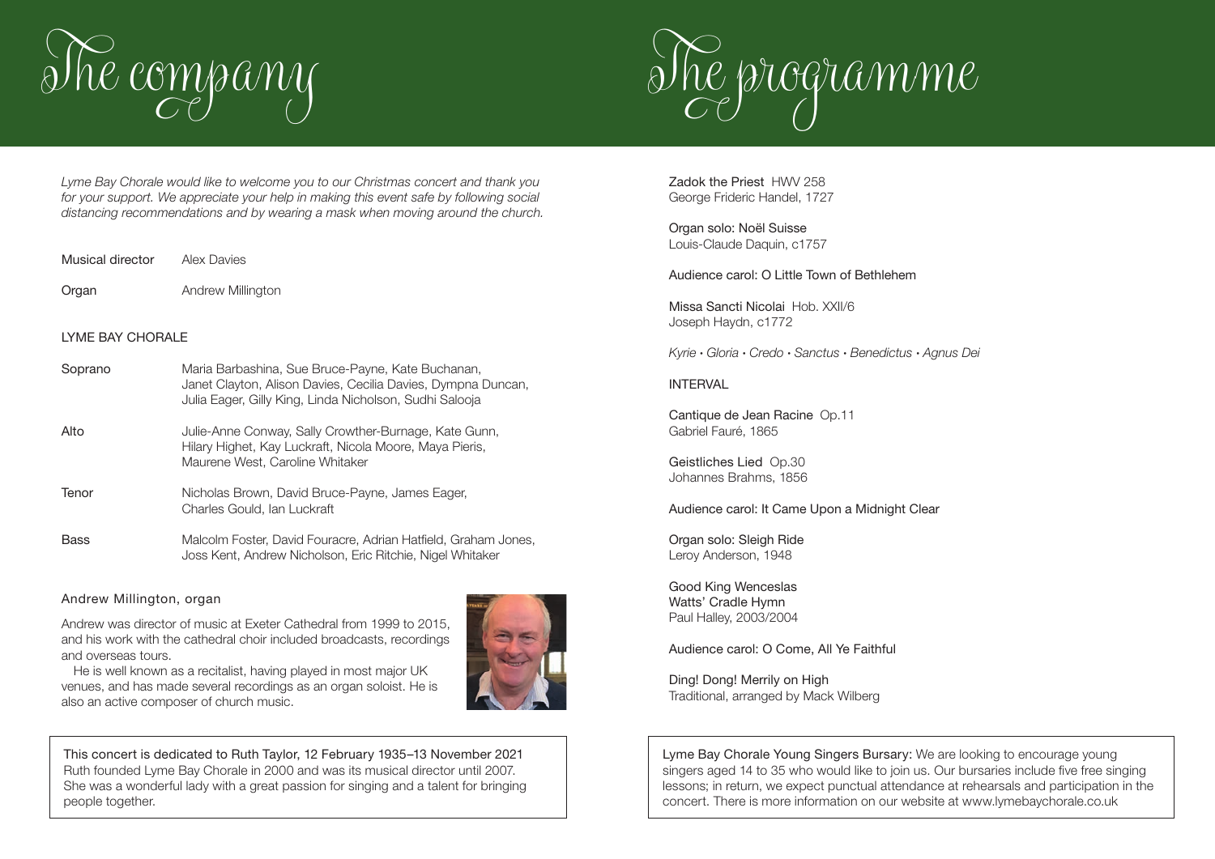# The company

*Lyme Bay Chorale would like to welcome you to our Christmas concert and thank you for your support. We appreciate your help in making this event safe by following social distancing recommendations and by wearing a mask when moving around the church.*

| | |
|---|---|
| Musical director | Alex Davies |
| Organ | Andrew Millington |

LYME BAY CHORALE

| | |
|---|---|
| Soprano | Maria Barbashina, Sue Bruce-Payne, Kate Buchanan, Janet Clayton, Alison Davies, Cecilia Davies, Dympna Duncan, Julia Eager, Gilly King, Linda Nicholson, Sudhi Salooja |
| Alto | Julie-Anne Conway, Sally Crowther-Burnage, Kate Gunn, Hilary Highet, Kay Luckraft, Nicola Moore, Maya Pieris, Maurene West, Caroline Whitaker |
| Tenor | Nicholas Brown, David Bruce-Payne, James Eager, Charles Gould, Ian Luckraft |
| Bass | Malcolm Foster, David Fouracre, Adrian Hatfield, Graham Jones, Joss Kent, Andrew Nicholson, Eric Ritchie, Nigel Whitaker |

### Andrew Millington, organ

Andrew was director of music at Exeter Cathedral from 1999 to 2015, and his work with the cathedral choir included broadcasts, recordings and overseas tours.

He is well known as a recitalist, having played in most major UK venues, and has made several recordings as an organ soloist. He is also an active composer of church music.

This concert is dedicated to Ruth Taylor, 12 February 1935–13 November 2021
Ruth founded Lyme Bay Chorale in 2000 and was its musical director until 2007. She was a wonderful lady with a great passion for singing and a talent for bringing people together.

# The programme

Zadok the Priest HWV 258
George Frideric Handel, 1727

Organ solo: Noël Suisse
Louis-Claude Daquin, c1757

Audience carol: O Little Town of Bethlehem

Missa Sancti Nicolai Hob. XXII/6
Joseph Haydn, c1772

*Kyrie • Gloria • Credo • Sanctus • Benedictus • Agnus Dei*

INTERVAL

Cantique de Jean Racine Op.11
Gabriel Fauré, 1865

Geistliches Lied Op.30
Johannes Brahms, 1856

Audience carol: It Came Upon a Midnight Clear

Organ solo: Sleigh Ride
Leroy Anderson, 1948

Good King Wenceslas
Watts' Cradle Hymn
Paul Halley, 2003/2004

Audience carol: O Come, All Ye Faithful

Ding! Dong! Merrily on High
Traditional, arranged by Mack Wilberg

Lyme Bay Chorale Young Singers Bursary: We are looking to encourage young singers aged 14 to 35 who would like to join us. Our bursaries include five free singing lessons; in return, we expect punctual attendance at rehearsals and participation in the concert. There is more information on our website at www.lymebaychorale.co.uk